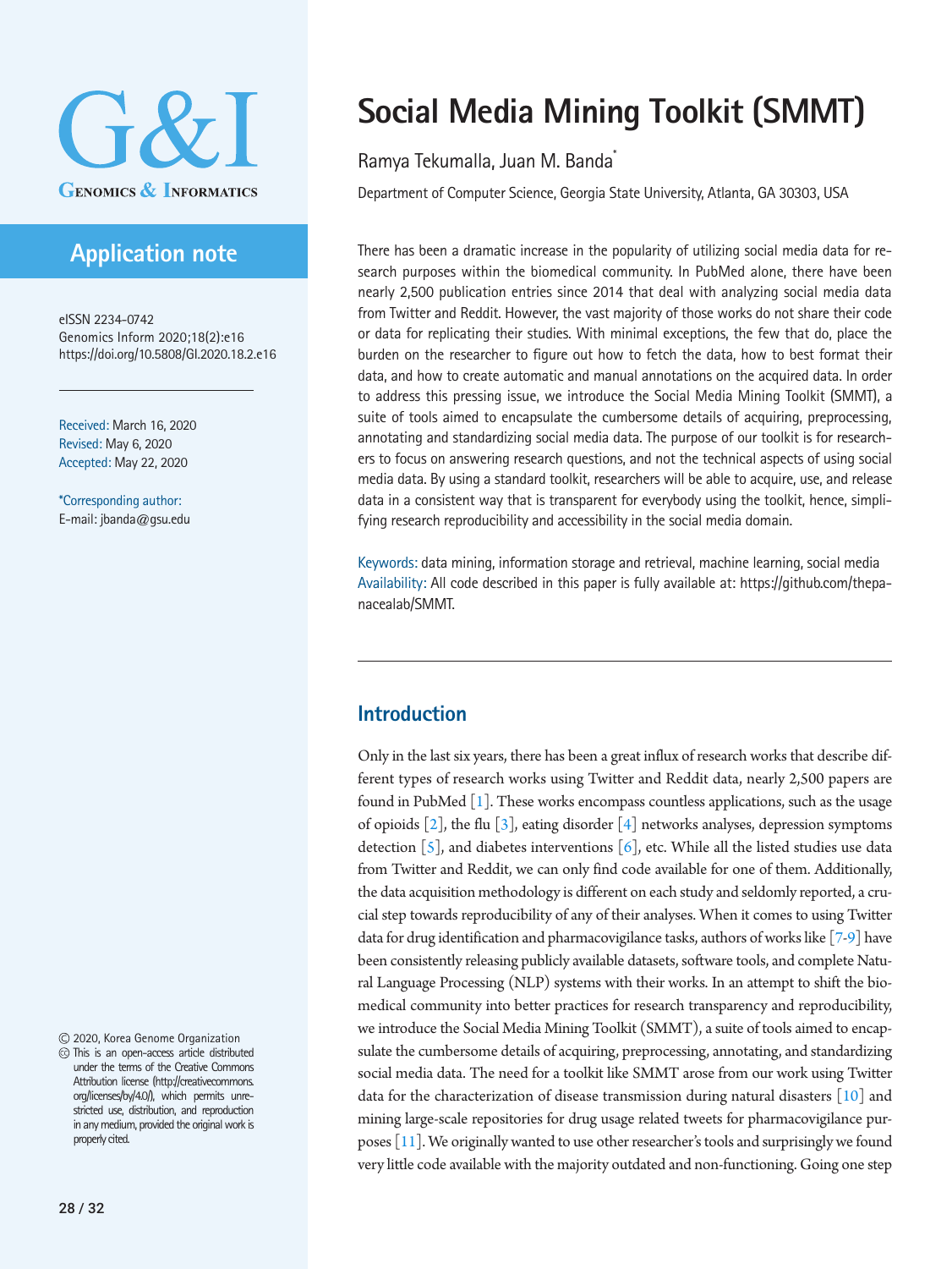# Social Media Mining Toolkit (SMMT)

Ramya Tekumalla, Juan M. Banda*

Department of Computer Science, Georgia State University, Atlanta, GA 30303, USA

**Application note**

eISSN 2234-0742
Genomics Inform 2020;18(2):e16
https://doi.org/10.5808/GI.2020.18.2.e16

Received: March 16, 2020
Revised: May 6, 2020
Accepted: May 22, 2020

*Corresponding author:
E-mail: jbanda@gsu.edu

© 2020, Korea Genome Organization
This is an open-access article distributed under the terms of the Creative Commons Attribution license (http://creativecommons.org/licenses/by/4.0/), which permits unrestricted use, distribution, and reproduction in any medium, provided the original work is properly cited.

There has been a dramatic increase in the popularity of utilizing social media data for research purposes within the biomedical community. In PubMed alone, there have been nearly 2,500 publication entries since 2014 that deal with analyzing social media data from Twitter and Reddit. However, the vast majority of those works do not share their code or data for replicating their studies. With minimal exceptions, the few that do, place the burden on the researcher to figure out how to fetch the data, how to best format their data, and how to create automatic and manual annotations on the acquired data. In order to address this pressing issue, we introduce the Social Media Mining Toolkit (SMMT), a suite of tools aimed to encapsulate the cumbersome details of acquiring, preprocessing, annotating and standardizing social media data. The purpose of our toolkit is for researchers to focus on answering research questions, and not the technical aspects of using social media data. By using a standard toolkit, researchers will be able to acquire, use, and release data in a consistent way that is transparent for everybody using the toolkit, hence, simplifying research reproducibility and accessibility in the social media domain.

Keywords: data mining, information storage and retrieval, machine learning, social media
Availability: All code described in this paper is fully available at: https://github.com/thepanacealab/SMMT.

## Introduction

Only in the last six years, there has been a great influx of research works that describe different types of research works using Twitter and Reddit data, nearly 2,500 papers are found in PubMed [1]. These works encompass countless applications, such as the usage of opioids [2], the flu [3], eating disorder [4] networks analyses, depression symptoms detection [5], and diabetes interventions [6], etc. While all the listed studies use data from Twitter and Reddit, we can only find code available for one of them. Additionally, the data acquisition methodology is different on each study and seldomly reported, a crucial step towards reproducibility of any of their analyses. When it comes to using Twitter data for drug identification and pharmacovigilance tasks, authors of works like [7-9] have been consistently releasing publicly available datasets, software tools, and complete Natural Language Processing (NLP) systems with their works. In an attempt to shift the biomedical community into better practices for research transparency and reproducibility, we introduce the Social Media Mining Toolkit (SMMT), a suite of tools aimed to encapsulate the cumbersome details of acquiring, preprocessing, annotating, and standardizing social media data. The need for a toolkit like SMMT arose from our work using Twitter data for the characterization of disease transmission during natural disasters [10] and mining large-scale repositories for drug usage related tweets for pharmacovigilance purposes [11]. We originally wanted to use other researcher's tools and surprisingly we found very little code available with the majority outdated and non-functioning. Going one step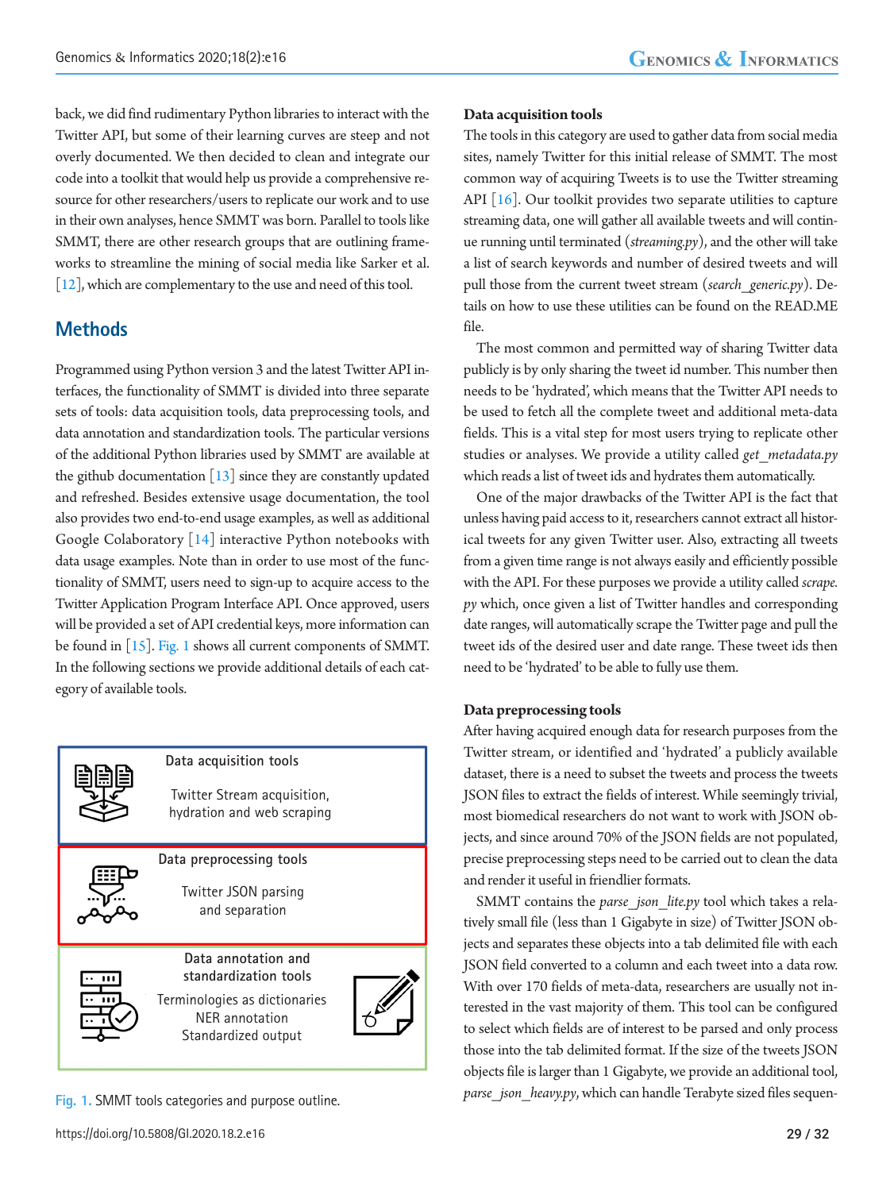back, we did find rudimentary Python libraries to interact with the Twitter API, but some of their learning curves are steep and not overly documented. We then decided to clean and integrate our code into a toolkit that would help us provide a comprehensive resource for other researchers/users to replicate our work and to use in their own analyses, hence SMMT was born. Parallel to tools like SMMT, there are other research groups that are outlining frameworks to streamline the mining of social media like Sarker et al. [12], which are complementary to the use and need of this tool.

## Methods

Programmed using Python version 3 and the latest Twitter API interfaces, the functionality of SMMT is divided into three separate sets of tools: data acquisition tools, data preprocessing tools, and data annotation and standardization tools. The particular versions of the additional Python libraries used by SMMT are available at the github documentation [13] since they are constantly updated and refreshed. Besides extensive usage documentation, the tool also provides two end-to-end usage examples, as well as additional Google Colaboratory [14] interactive Python notebooks with data usage examples. Note than in order to use most of the functionality of SMMT, users need to sign-up to acquire access to the Twitter Application Program Interface API. Once approved, users will be provided a set of API credential keys, more information can be found in [15]. Fig. 1 shows all current components of SMMT. In the following sections we provide additional details of each category of available tools.

| Data acquisition tools |
| --- |
| Twitter Stream acquisition, hydration and web scraping |
| **Data preprocessing tools** |
| Twitter JSON parsing and separation |
| **Data annotation and standardization tools** |
| Terminologies as dictionaries<br>NER notation<br>Standardized output |

Fig. 1. SMMT tools categories and purpose outline.

### Data acquisition tools

The tools in this category are used to gather data from social media sites, namely Twitter for this initial release of SMMT. The most common way of acquiring Tweets is to use the Twitter streaming API [16]. Our toolkit provides two separate utilities to capture streaming data, one will gather all available tweets and will continue running until terminated (*streaming.py*), and the other will take a list of search keywords and number of desired tweets and will pull those from the current tweet stream (*search_generic.py*). Details on how to use these utilities can be found on the READ.ME file.

The most common and permitted way of sharing Twitter data publicly is by only sharing the tweet id number. This number then needs to be 'hydrated', which means that the Twitter API needs to be used to fetch all the complete tweet and additional meta-data fields. This is a vital step for most users trying to replicate other studies or analyses. We provide a utility called *get_metadata.py* which reads a list of tweet ids and hydrates them automatically.

One of the major drawbacks of the Twitter API is the fact that unless having paid access to it, researchers cannot extract all historical tweets for any given Twitter user. Also, extracting all tweets from a given time range is not always easily and efficiently possible with the API. For these purposes we provide a utility called *scrape.py* which, once given a list of Twitter handles and corresponding date ranges, will automatically scrape the Twitter page and pull the tweet ids of the desired user and date range. These tweet ids then need to be 'hydrated' to be able to fully use them.

### Data preprocessing tools

After having acquired enough data for research purposes from the Twitter stream, or identified and 'hydrated' a publicly available dataset, there is a need to subset the tweets and process the tweets JSON files to extract the fields of interest. While seemingly trivial, most biomedical researchers do not want to work with JSON objects, and since around 70% of the JSON fields are not populated, precise preprocessing steps need to be carried out to clean the data and render it useful in friendlier formats.

SMMT contains the *parse_json_lite.py* tool which takes a relatively small file (less than 1 Gigabyte in size) of Twitter JSON objects and separates these objects into a tab delimited file with each JSON field converted to a column and each tweet into a data row. With over 170 fields of meta-data, researchers are usually not interested in the vast majority of them. This tool can be configured to select which fields are of interest to be parsed and only process those into the tab delimited format. If the size of the tweets JSON objects file is larger than 1 Gigabyte, we provide an additional tool, *parse_json_heavy.py*, which can handle Terabyte sized files sequen-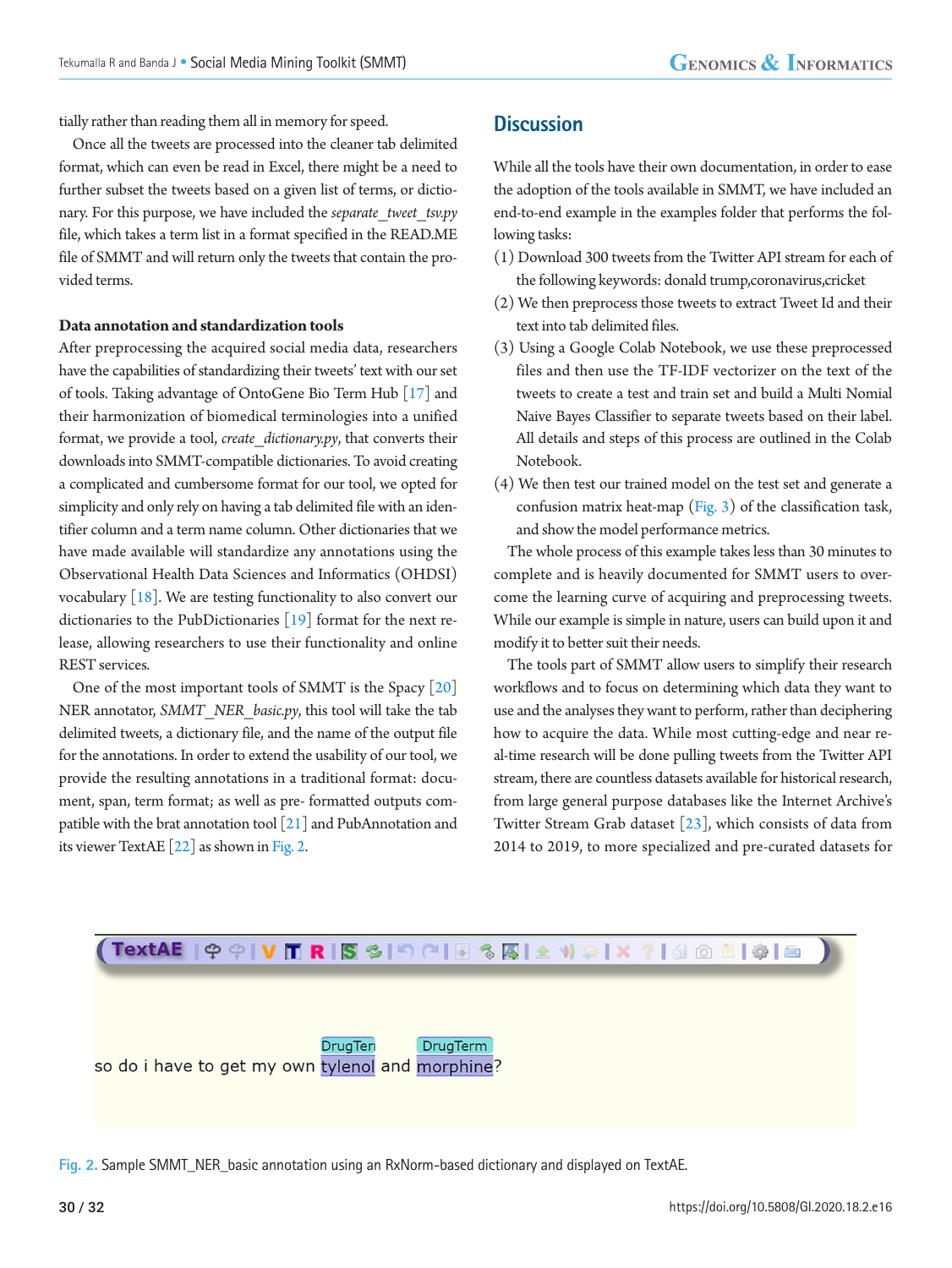tially rather than reading them all in memory for speed.

Once all the tweets are processed into the cleaner tab delimited format, which can even be read in Excel, there might be a need to further subset the tweets based on a given list of terms, or dictionary. For this purpose, we have included the *separate_tweet_tsv.py* file, which takes a term list in a format specified in the READ.ME file of SMMT and will return only the tweets that contain the provided terms.

### Data annotation and standardization tools

After preprocessing the acquired social media data, researchers have the capabilities of standardizing their tweets' text with our set of tools. Taking advantage of OntoGene Bio Term Hub [17] and their harmonization of biomedical terminologies into a unified format, we provide a tool, *create_dictionary.py*, that converts their downloads into SMMT-compatible dictionaries. To avoid creating a complicated and cumbersome format for our tool, we opted for simplicity and only rely on having a tab delimited file with an identifier column and a term name column. Other dictionaries that we have made available will standardize any annotations using the Observational Health Data Sciences and Informatics (OHDSI) vocabulary [18]. We are testing functionality to also convert our dictionaries to the PubDictionaries [19] format for the next release, allowing researchers to use their functionality and online REST services.

One of the most important tools of SMMT is the Spacy [20] NER annotator, *SMMT_NER_basic.py*, this tool will take the tab delimited tweets, a dictionary file, and the name of the output file for the annotations. In order to extend the usability of our tool, we provide the resulting annotations in a traditional format: document, span, term format; as well as pre- formatted outputs compatible with the brat annotation tool [21] and PubAnnotation and its viewer TextAE [22] as shown in Fig. 2.

## Discussion

While all the tools have their own documentation, in order to ease the adoption of the tools available in SMMT, we have included an end-to-end example in the examples folder that performs the following tasks:

(1) Download 300 tweets from the Twitter API stream for each of the following keywords: donald trump,coronavirus,cricket

(2) We then preprocess those tweets to extract Tweet Id and their text into tab delimited files.

(3) Using a Google Colab Notebook, we use these preprocessed files and then use the TF-IDF vectorizer on the text of the tweets to create a test and train set and build a Multi Nomial Naive Bayes Classifier to separate tweets based on their label. All details and steps of this process are outlined in the Colab Notebook.

(4) We then test our trained model on the test set and generate a confusion matrix heat-map (Fig. 3) of the classification task, and show the model performance metrics.

The whole process of this example takes less than 30 minutes to complete and is heavily documented for SMMT users to overcome the learning curve of acquiring and preprocessing tweets. While our example is simple in nature, users can build upon it and modify it to better suit their needs.

The tools part of SMMT allow users to simplify their research workflows and to focus on determining which data they want to use and the analyses they want to perform, rather than deciphering how to acquire the data. While most cutting-edge and near real-time research will be done pulling tweets from the Twitter API stream, there are countless datasets available for historical research, from large general purpose databases like the Internet Archive's Twitter Stream Grab dataset [23], which consists of data from 2014 to 2019, to more specialized and pre-curated datasets for

Fig. 2. Sample SMMT_NER_basic annotation using an RxNorm-based dictionary and displayed on TextAE.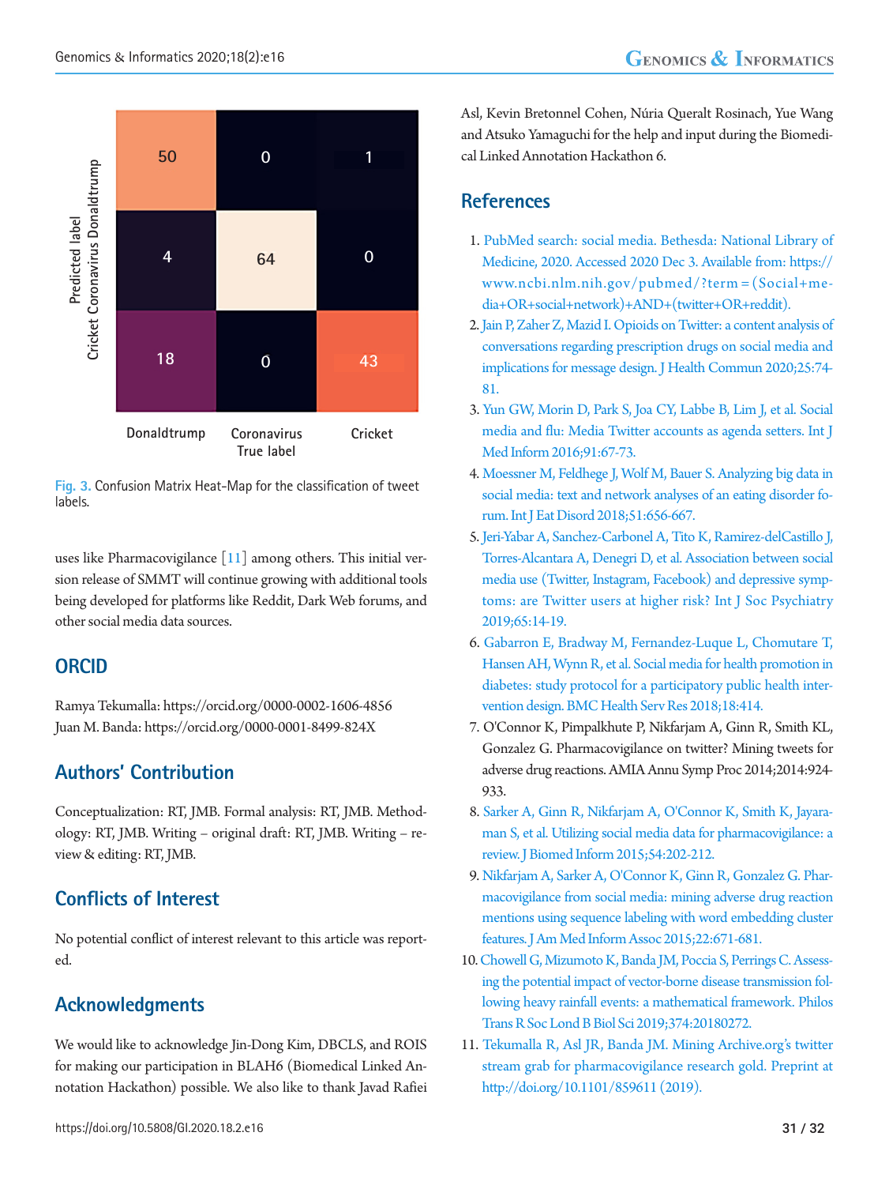Fig. 3. Confusion Matrix Heat-Map for the classification of tweet labels.

uses like Pharmacovigilance [11] among others. This initial version release of SMMT will continue growing with additional tools being developed for platforms like Reddit, Dark Web forums, and other social media data sources.

## ORCID

Ramya Tekumalla: https://orcid.org/0000-0002-1606-4856
Juan M. Banda: https://orcid.org/0000-0001-8499-824X

## Authors' Contribution

Conceptualization: RT, JMB. Formal analysis: RT, JMB. Methodology: RT, JMB. Writing – original draft: RT, JMB. Writing – review & editing: RT, JMB.

## Conflicts of Interest

No potential conflict of interest relevant to this article was reported.

## Acknowledgments

We would like to acknowledge Jin-Dong Kim, DBCLS, and ROIS for making our participation in BLAH6 (Biomedical Linked Annotation Hackathon) possible. We also like to thank Javad Rafiei Asl, Kevin Bretonnel Cohen, Núria Queralt Rosinach, Yue Wang and Atsuko Yamaguchi for the help and input during the Biomedical Linked Annotation Hackathon 6.

## References

1. PubMed search: social media. Bethesda: National Library of Medicine, 2020. Accessed 2020 Dec 3. Available from: https://www.ncbi.nlm.nih.gov/pubmed/?term=(Social+media+OR+social+network)+AND+(twitter+OR+reddit).
2. Jain P, Zaher Z, Mazid I. Opioids on Twitter: a content analysis of conversations regarding prescription drugs on social media and implications for message design. J Health Commun 2020;25:74-81.
3. Yun GW, Morin D, Park S, Joa CY, Labbe B, Lim J, et al. Social media and flu: Media Twitter accounts as agenda setters. Int J Med Inform 2016;91:67-73.
4. Moessner M, Feldhege J, Wolf M, Bauer S. Analyzing big data in social media: text and network analyses of an eating disorder forum. Int J Eat Disord 2018;51:656-667.
5. Jeri-Yabar A, Sanchez-Carbonel A, Tito K, Ramirez-delCastillo J, Torres-Alcantara A, Denegri D, et al. Association between social media use (Twitter, Instagram, Facebook) and depressive symptoms: are Twitter users at higher risk? Int J Soc Psychiatry 2019;65:14-19.
6. Gabarron E, Bradway M, Fernandez-Luque L, Chomutare T, Hansen AH, Wynn R, et al. Social media for health promotion in diabetes: study protocol for a participatory public health intervention design. BMC Health Serv Res 2018;18:414.
7. O'Connor K, Pimpalkhute P, Nikfarjam A, Ginn R, Smith KL, Gonzalez G. Pharmacovigilance on twitter? Mining tweets for adverse drug reactions. AMIA Annu Symp Proc 2014;2014:924-933.
8. Sarker A, Ginn R, Nikfarjam A, O'Connor K, Smith K, Jayaraman S, et al. Utilizing social media data for pharmacovigilance: a review. J Biomed Inform 2015;54:202-212.
9. Nikfarjam A, Sarker A, O'Connor K, Ginn R, Gonzalez G. Pharmacovigilance from social media: mining adverse drug reaction mentions using sequence labeling with word embedding cluster features. J Am Med Inform Assoc 2015;22:671-681.
10. Chowell G, Mizumoto K, Banda JM, Poccia S, Perrings C. Assessing the potential impact of vector-borne disease transmission following heavy rainfall events: a mathematical framework. Philos Trans R Soc Lond B Biol Sci 2019;374:20180272.
11. Tekumalla R, Asl JR, Banda JM. Mining Archive.org's twitter stream grab for pharmacovigilance research gold. Preprint at http://doi.org/10.1101/859611 (2019).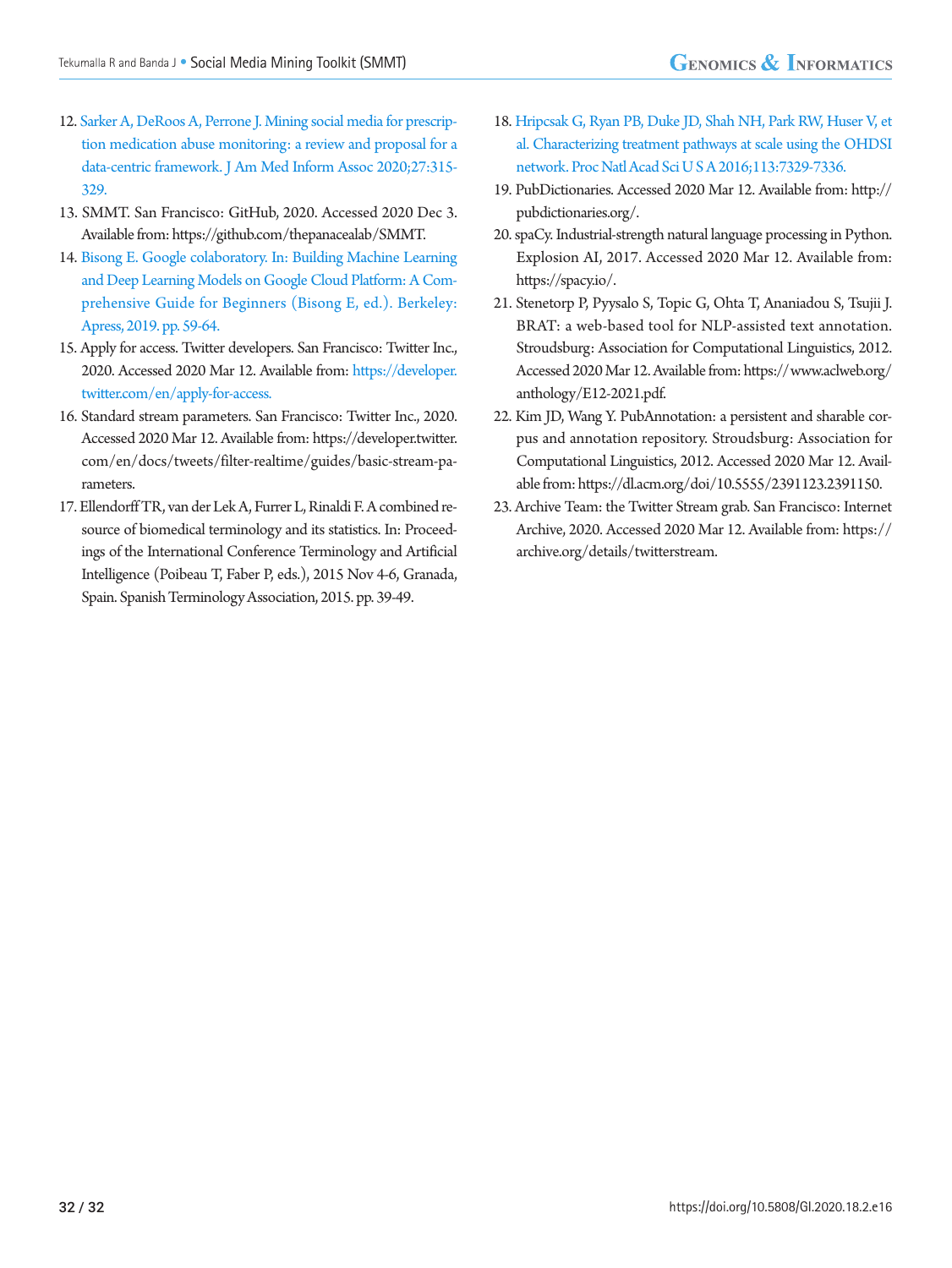12. Sarker A, DeRoos A, Perrone J. Mining social media for prescription medication abuse monitoring: a review and proposal for a data-centric framework. J Am Med Inform Assoc 2020;27:315-329.
13. SMMT. San Francisco: GitHub, 2020. Accessed 2020 Dec 3. Available from: https://github.com/thepanacealab/SMMT.
14. Bisong E. Google colaboratory. In: Building Machine Learning and Deep Learning Models on Google Cloud Platform: A Comprehensive Guide for Beginners (Bisong E, ed.). Berkeley: Apress, 2019. pp. 59-64.
15. Apply for access. Twitter developers. San Francisco: Twitter Inc., 2020. Accessed 2020 Mar 12. Available from: https://developer.twitter.com/en/apply-for-access.
16. Standard stream parameters. San Francisco: Twitter Inc., 2020. Accessed 2020 Mar 12. Available from: https://developer.twitter.com/en/docs/tweets/filter-realtime/guides/basic-stream-parameters.
17. Ellendorff TR, van der Lek A, Furrer L, Rinaldi F. A combined resource of biomedical terminology and its statistics. In: Proceedings of the International Conference Terminology and Artificial Intelligence (Poibeau T, Faber P, eds.), 2015 Nov 4-6, Granada, Spain. Spanish Terminology Association, 2015. pp. 39-49.
18. Hripcsak G, Ryan PB, Duke JD, Shah NH, Park RW, Huser V, et al. Characterizing treatment pathways at scale using the OHDSI network. Proc Natl Acad Sci U S A 2016;113:7329-7336.
19. PubDictionaries. Accessed 2020 Mar 12. Available from: http://pubdictionaries.org/.
20. spaCy. Industrial-strength natural language processing in Python. Explosion AI, 2017. Accessed 2020 Mar 12. Available from: https://spacy.io/.
21. Stenetorp P, Pyysalo S, Topic G, Ohta T, Ananiadou S, Tsujii J. BRAT: a web-based tool for NLP-assisted text annotation. Stroudsburg: Association for Computational Linguistics, 2012. Accessed 2020 Mar 12. Available from: https://www.aclweb.org/anthology/E12-2021.pdf.
22. Kim JD, Wang Y. PubAnnotation: a persistent and sharable corpus and annotation repository. Stroudsburg: Association for Computational Linguistics, 2012. Accessed 2020 Mar 12. Available from: https://dl.acm.org/doi/10.5555/2391123.2391150.
23. Archive Team: the Twitter Stream grab. San Francisco: Internet Archive, 2020. Accessed 2020 Mar 12. Available from: https://archive.org/details/twitterstream.